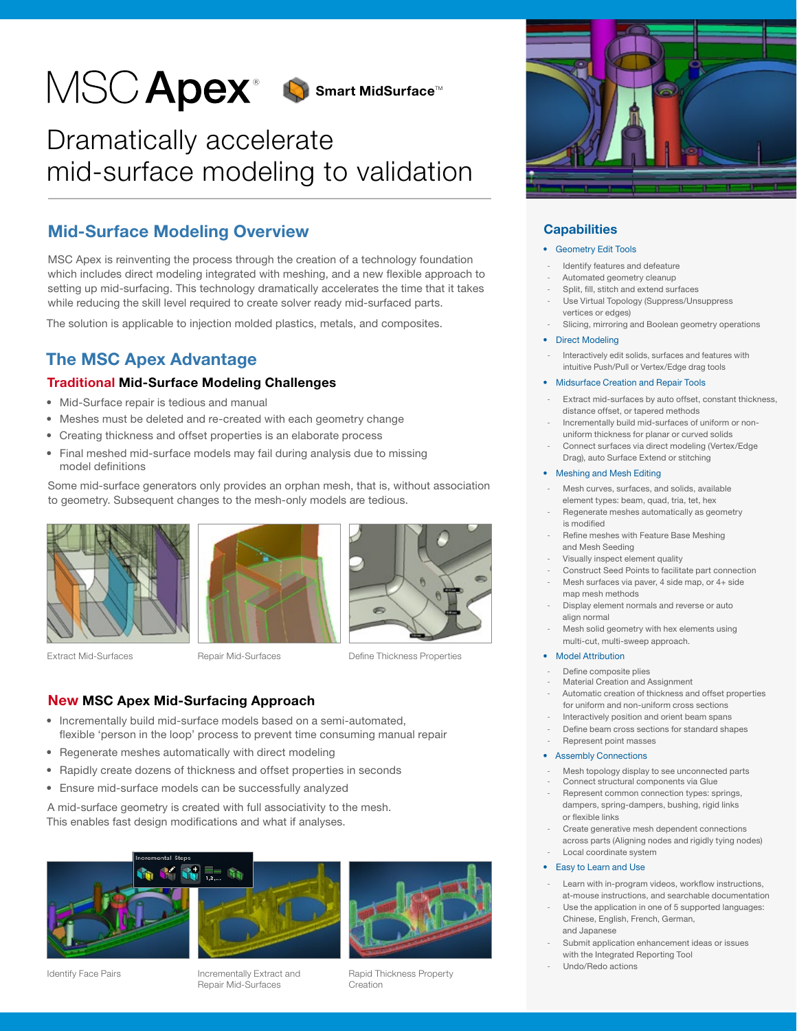# MSC Apex® Smart MidSurface™

## Dramatically accelerate mid-surface modeling to validation

## Mid-Surface Modeling Overview

MSC Apex is reinventing the process through the creation of a technology foundation which includes direct modeling integrated with meshing, and a new flexible approach to setting up mid-surfacing. This technology dramatically accelerates the time that it takes while reducing the skill level required to create solver ready mid-surfaced parts.

The solution is applicable to injection molded plastics, metals, and composites.

## The MSC Apex Advantage

### Traditional Mid-Surface Modeling Challenges

- Mid-Surface repair is tedious and manual
- Meshes must be deleted and re-created with each geometry change
- Creating thickness and offset properties is an elaborate process
- Final meshed mid-surface models may fail during analysis due to missing model definitions

Some mid-surface generators only provides an orphan mesh, that is, without association to geometry. Subsequent changes to the mesh-only models are tedious.

Extract Mid-Surfaces

Repair Mid-Surfaces

Define Thickness Properties

### New MSC Apex Mid-Surfacing Approach

- Incrementally build mid-surface models based on a semi-automated, flexible 'person in the loop' process to prevent time consuming manual repair
- Regenerate meshes automatically with direct modeling
- Rapidly create dozens of thickness and offset properties in seconds
- Ensure mid-surface models can be successfully analyzed

A mid-surface geometry is created with full associativity to the mesh. This enables fast design modifications and what if analyses.

Identify Face Pairs

Incrementally Extract and Repair Mid-Surfaces

Rapid Thickness Property Creation

## Capabilities

- Geometry Edit Tools
  - Identify features and defeature
  - Automated geometry cleanup
  - Split, fill, stitch and extend surfaces
  - Use Virtual Topology (Suppress/Unsuppress vertices or edges)
  - Slicing, mirroring and Boolean geometry operations
- Direct Modeling
  - Interactively edit solids, surfaces and features with intuitive Push/Pull or Vertex/Edge drag tools
- Midsurface Creation and Repair Tools
  - Extract mid-surfaces by auto offset, constant thickness, distance offset, or tapered methods
  - Incrementally build mid-surfaces of uniform or non-uniform thickness for planar or curved solids
  - Connect surfaces via direct modeling (Vertex/Edge Drag), auto Surface Extend or stitching
- Meshing and Mesh Editing
  - Mesh curves, surfaces, and solids, available element types: beam, quad, tria, tet, hex
  - Regenerate meshes automatically as geometry is modified
  - Refine meshes with Feature Base Meshing and Mesh Seeding
  - Visually inspect element quality
  - Construct Seed Points to facilitate part connection
  - Mesh surfaces via paver, 4 side map, or 4+ side map mesh methods
  - Display element normals and reverse or auto align normal
  - Mesh solid geometry with hex elements using multi-cut, multi-sweep approach.
- Model Attribution
  - Define composite plies
  - Material Creation and Assignment
  - Automatic creation of thickness and offset properties for uniform and non-uniform cross sections
  - Interactively position and orient beam spans
  - Define beam cross sections for standard shapes
  - Represent point masses
- Assembly Connections
  - Mesh topology display to see unconnected parts
  - Connect structural components via Glue
  - Represent common connection types: springs, dampers, spring-dampers, bushing, rigid links or flexible links
  - Create generative mesh dependent connections across parts (Aligning nodes and rigidly tying nodes)
  - Local coordinate system
- Easy to Learn and Use
  - Learn with in-program videos, workflow instructions, at-mouse instructions, and searchable documentation
  - Use the application in one of 5 supported languages: Chinese, English, French, German, and Japanese
  - Submit application enhancement ideas or issues with the Integrated Reporting Tool
  - Undo/Redo actions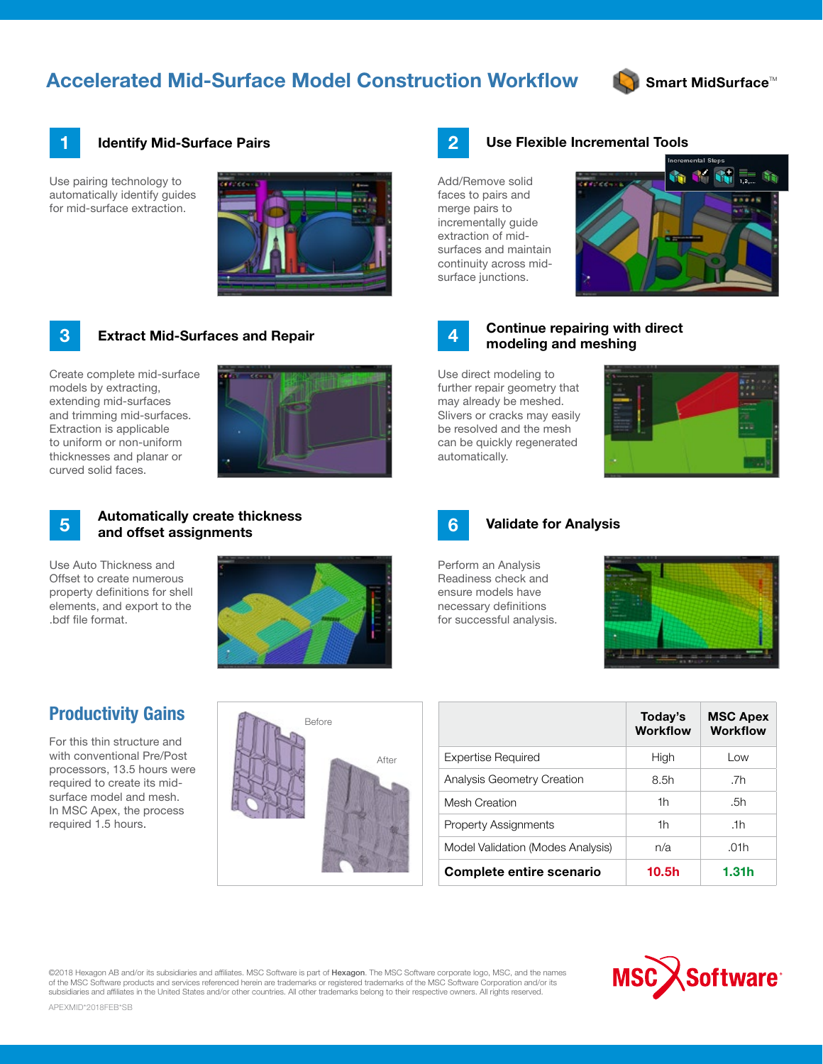# Accelerated Mid-Surface Model Construction Workflow

Smart MidSurface™

## 1 Identify Mid-Surface Pairs

Use pairing technology to automatically identify guides for mid-surface extraction.

## 2 Use Flexible Incremental Tools

Add/Remove solid faces to pairs and merge pairs to incrementally guide extraction of mid-surfaces and maintain continuity across mid-surface junctions.

## 3 Extract Mid-Surfaces and Repair

Create complete mid-surface models by extracting, extending mid-surfaces and trimming mid-surfaces. Extraction is applicable to uniform or non-uniform thicknesses and planar or curved solid faces.

## 4 Continue repairing with direct modeling and meshing

Use direct modeling to further repair geometry that may already be meshed. Slivers or cracks may easily be resolved and the mesh can be quickly regenerated automatically.

## 5 Automatically create thickness and offset assignments

Use Auto Thickness and Offset to create numerous property definitions for shell elements, and export to the .bdf file format.

## 6 Validate for Analysis

Perform an Analysis Readiness check and ensure models have necessary definitions for successful analysis.

## Productivity Gains

For this thin structure and with conventional Pre/Post processors, 13.5 hours were required to create its mid-surface model and mesh. In MSC Apex, the process required 1.5 hours.

Before

After

| | Today's Workflow | MSC Apex Workflow |
|---|---|---|
| Expertise Required | High | Low |
| Analysis Geometry Creation | 8.5h | .7h |
| Mesh Creation | 1h | .5h |
| Property Assignments | 1h | .1h |
| Model Validation (Modes Analysis) | n/a | .01h |
| **Complete entire scenario** | **10.5h** | **1.31h** |

©2018 Hexagon AB and/or its subsidiaries and affiliates. MSC Software is part of **Hexagon**. The MSC Software corporate logo, MSC, and the names of the MSC Software products and services referenced herein are trademarks or registered trademarks of the MSC Software Corporation and/or its subsidiaries and affiliates in the United States and/or other countries. All other trademarks belong to their respective owners. All rights reserved.

APEXMID*2018FEB*SB